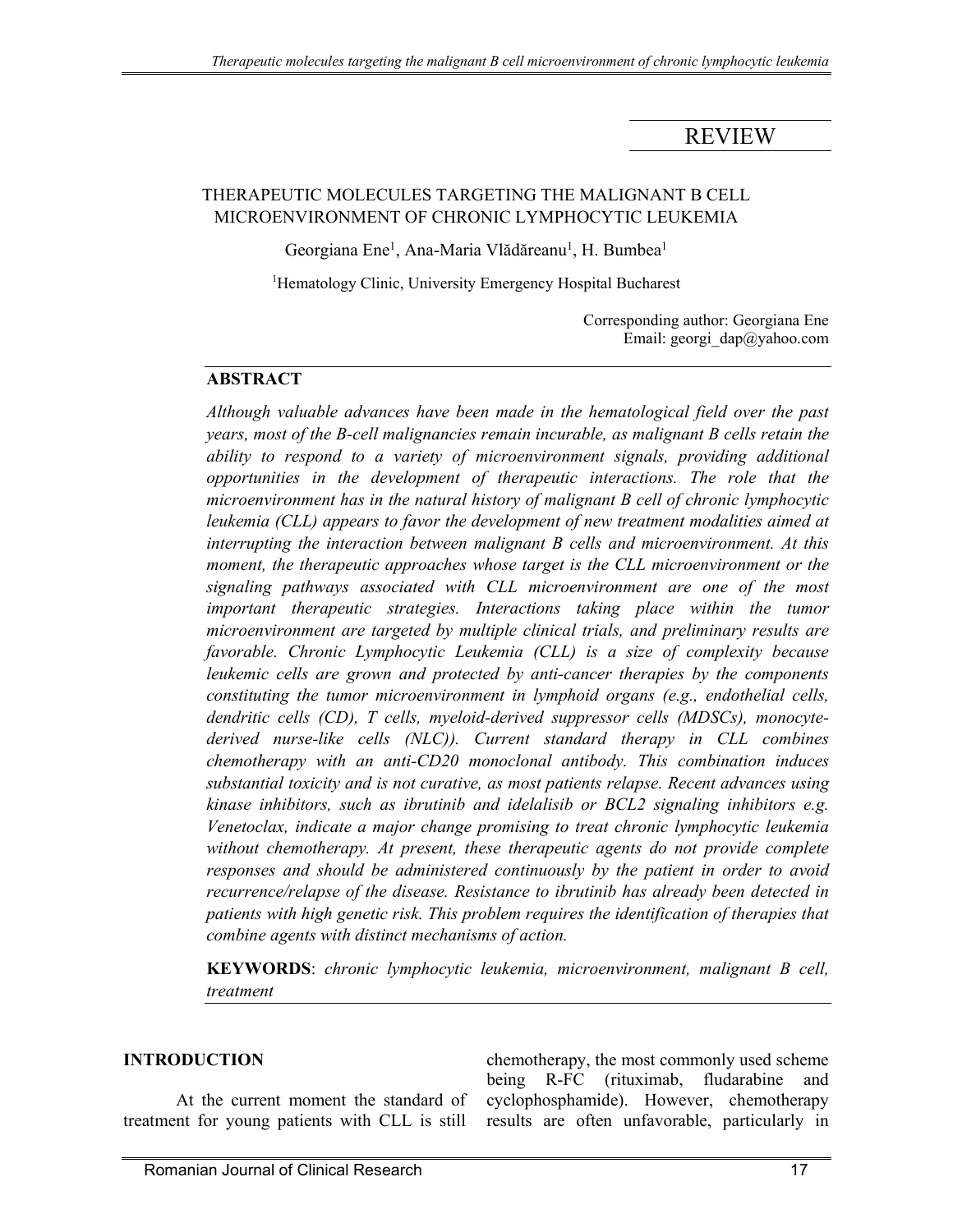REVIEW

# THERAPEUTIC MOLECULES TARGETING THE MALIGNANT B CELL MICROENVIRONMENT OF CHRONIC LYMPHOCYTIC LEUKEMIA

Georgiana Ene[1], Ana-Maria Vlădăreanu[1], H. Bumbea[1]

[1]Hematology Clinic, University Emergency Hospital Bucharest

Corresponding author: Georgiana Ene
Email: georgi_dap@yahoo.com

## ABSTRACT

*Although valuable advances have been made in the hematological field over the past years, most of the B-cell malignancies remain incurable, as malignant B cells retain the ability to respond to a variety of microenvironment signals, providing additional opportunities in the development of therapeutic interactions. The role that the microenvironment has in the natural history of malignant B cell of chronic lymphocytic leukemia (CLL) appears to favor the development of new treatment modalities aimed at interrupting the interaction between malignant B cells and microenvironment. At this moment, the therapeutic approaches whose target is the CLL microenvironment or the signaling pathways associated with CLL microenvironment are one of the most important therapeutic strategies. Interactions taking place within the tumor microenvironment are targeted by multiple clinical trials, and preliminary results are favorable. Chronic Lymphocytic Leukemia (CLL) is a size of complexity because leukemic cells are grown and protected by anti-cancer therapies by the components constituting the tumor microenvironment in lymphoid organs (e.g., endothelial cells, dendritic cells (CD), T cells, myeloid-derived suppressor cells (MDSCs), monocyte-derived nurse-like cells (NLC)). Current standard therapy in CLL combines chemotherapy with an anti-CD20 monoclonal antibody. This combination induces substantial toxicity and is not curative, as most patients relapse. Recent advances using kinase inhibitors, such as ibrutinib and idelalisib or BCL2 signaling inhibitors e.g. Venetoclax, indicate a major change promising to treat chronic lymphocytic leukemia without chemotherapy. At present, these therapeutic agents do not provide complete responses and should be administered continuously by the patient in order to avoid recurrence/relapse of the disease. Resistance to ibrutinib has already been detected in patients with high genetic risk. This problem requires the identification of therapies that combine agents with distinct mechanisms of action.*

**KEYWORDS**: *chronic lymphocytic leukemia, microenvironment, malignant B cell, treatment*

## INTRODUCTION

At the current moment the standard of treatment for young patients with CLL is still chemotherapy, the most commonly used scheme being R-FC (rituximab, fludarabine and cyclophosphamide). However, chemotherapy results are often unfavorable, particularly in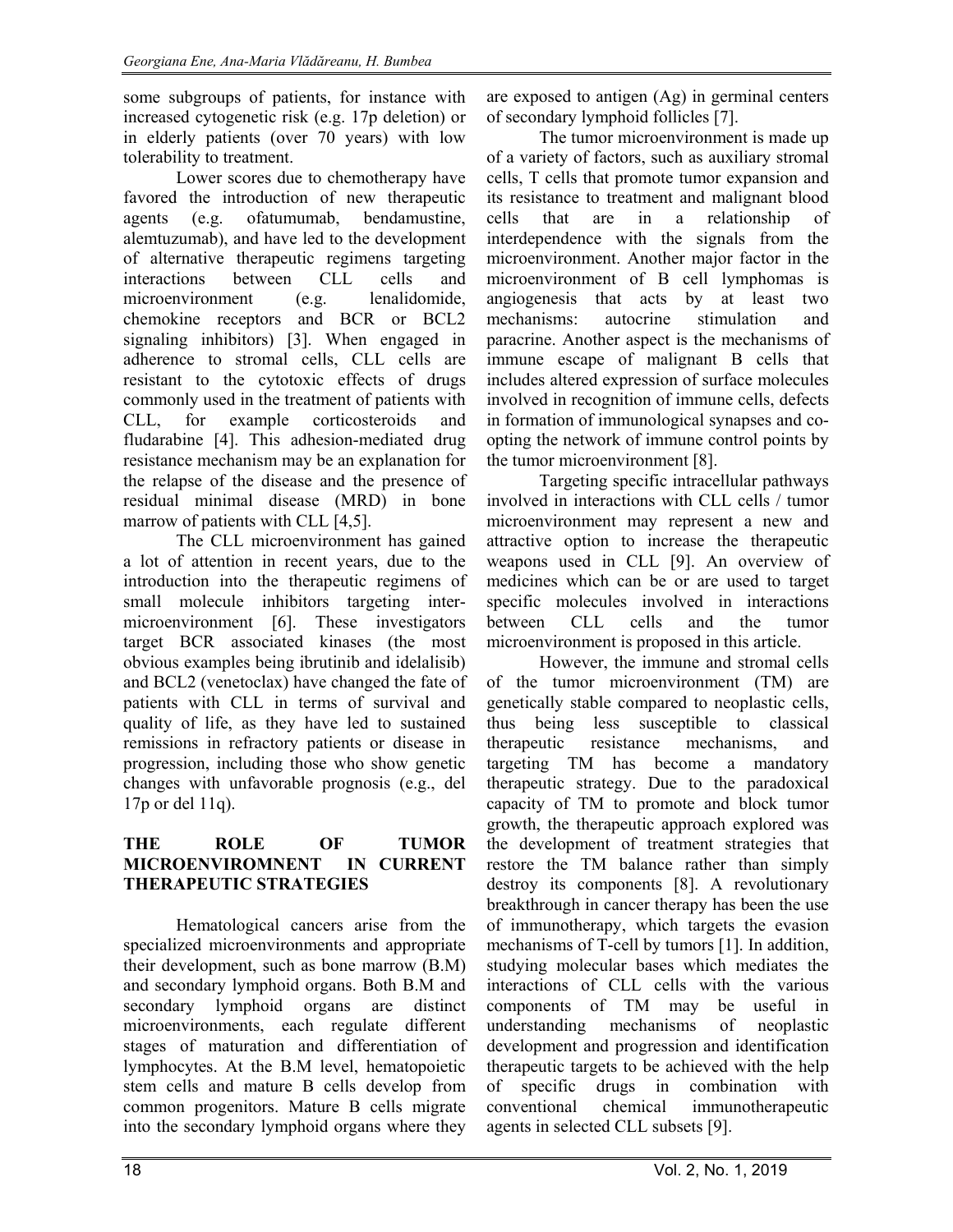some subgroups of patients, for instance with increased cytogenetic risk (e.g. 17p deletion) or in elderly patients (over 70 years) with low tolerability to treatment.

Lower scores due to chemotherapy have favored the introduction of new therapeutic agents (e.g. ofatumumab, bendamustine, alemtuzumab), and have led to the development of alternative therapeutic regimens targeting interactions between CLL cells and microenvironment (e.g. lenalidomide, chemokine receptors and BCR or BCL2 signaling inhibitors) [3]. When engaged in adherence to stromal cells, CLL cells are resistant to the cytotoxic effects of drugs commonly used in the treatment of patients with CLL, for example corticosteroids and fludarabine [4]. This adhesion-mediated drug resistance mechanism may be an explanation for the relapse of the disease and the presence of residual minimal disease (MRD) in bone marrow of patients with CLL [4,5].

The CLL microenvironment has gained a lot of attention in recent years, due to the introduction into the therapeutic regimens of small molecule inhibitors targeting inter-microenvironment [6]. These investigators target BCR associated kinases (the most obvious examples being ibrutinib and idelalisib) and BCL2 (venetoclax) have changed the fate of patients with CLL in terms of survival and quality of life, as they have led to sustained remissions in refractory patients or disease in progression, including those who show genetic changes with unfavorable prognosis (e.g., del 17p or del 11q).

## THE ROLE OF TUMOR MICROENVIROMNENT IN CURRENT THERAPEUTIC STRATEGIES

Hematological cancers arise from the specialized microenvironments and appropriate their development, such as bone marrow (B.M) and secondary lymphoid organs. Both B.M and secondary lymphoid organs are distinct microenvironments, each regulate different stages of maturation and differentiation of lymphocytes. At the B.M level, hematopoietic stem cells and mature B cells develop from common progenitors. Mature B cells migrate into the secondary lymphoid organs where they are exposed to antigen (Ag) in germinal centers of secondary lymphoid follicles [7].

The tumor microenvironment is made up of a variety of factors, such as auxiliary stromal cells, T cells that promote tumor expansion and its resistance to treatment and malignant blood cells that are in a relationship of interdependence with the signals from the microenvironment. Another major factor in the microenvironment of B cell lymphomas is angiogenesis that acts by at least two mechanisms: autocrine stimulation and paracrine. Another aspect is the mechanisms of immune escape of malignant B cells that includes altered expression of surface molecules involved in recognition of immune cells, defects in formation of immunological synapses and co-opting the network of immune control points by the tumor microenvironment [8].

Targeting specific intracellular pathways involved in interactions with CLL cells / tumor microenvironment may represent a new and attractive option to increase the therapeutic weapons used in CLL [9]. An overview of medicines which can be or are used to target specific molecules involved in interactions between CLL cells and the tumor microenvironment is proposed in this article.

However, the immune and stromal cells of the tumor microenvironment (TM) are genetically stable compared to neoplastic cells, thus being less susceptible to classical therapeutic resistance mechanisms, and targeting TM has become a mandatory therapeutic strategy. Due to the paradoxical capacity of TM to promote and block tumor growth, the therapeutic approach explored was the development of treatment strategies that restore the TM balance rather than simply destroy its components [8]. A revolutionary breakthrough in cancer therapy has been the use of immunotherapy, which targets the evasion mechanisms of T-cell by tumors [1]. In addition, studying molecular bases which mediates the interactions of CLL cells with the various components of TM may be useful in understanding mechanisms of neoplastic development and progression and identification therapeutic targets to be achieved with the help of specific drugs in combination with conventional chemical immunotherapeutic agents in selected CLL subsets [9].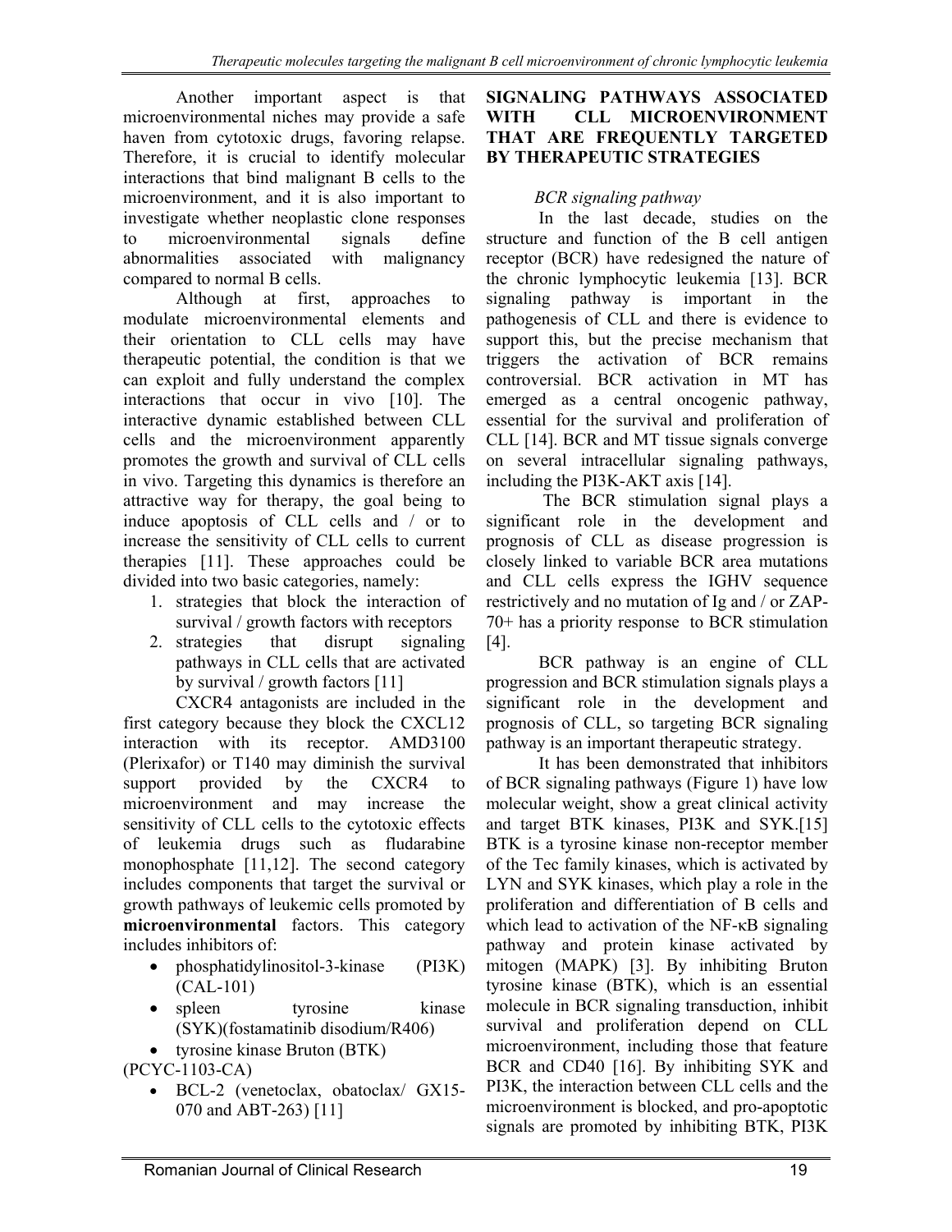Another important aspect is that microenvironmental niches may provide a safe haven from cytotoxic drugs, favoring relapse. Therefore, it is crucial to identify molecular interactions that bind malignant B cells to the microenvironment, and it is also important to investigate whether neoplastic clone responses to microenvironmental signals define abnormalities associated with malignancy compared to normal B cells.

Although at first, approaches to modulate microenvironmental elements and their orientation to CLL cells may have therapeutic potential, the condition is that we can exploit and fully understand the complex interactions that occur in vivo [10]. The interactive dynamic established between CLL cells and the microenvironment apparently promotes the growth and survival of CLL cells in vivo. Targeting this dynamics is therefore an attractive way for therapy, the goal being to induce apoptosis of CLL cells and / or to increase the sensitivity of CLL cells to current therapies [11]. These approaches could be divided into two basic categories, namely:

1. strategies that block the interaction of survival / growth factors with receptors
2. strategies that disrupt signaling pathways in CLL cells that are activated by survival / growth factors [11]

CXCR4 antagonists are included in the first category because they block the CXCL12 interaction with its receptor. AMD3100 (Plerixafor) or T140 may diminish the survival support provided by the CXCR4 to microenvironment and may increase the sensitivity of CLL cells to the cytotoxic effects of leukemia drugs such as fludarabine monophosphate [11,12]. The second category includes components that target the survival or growth pathways of leukemic cells promoted by **microenvironmental** factors. This category includes inhibitors of:

- phosphatidylinositol-3-kinase (PI3K) (CAL-101)
- spleen tyrosine kinase (SYK)(fostamatinib disodium/R406)
- tyrosine kinase Bruton (BTK) (PCYC-1103-CA)
- BCL-2 (venetoclax, obatoclax/ GX15-070 and ABT-263) [11]

## SIGNALING PATHWAYS ASSOCIATED WITH CLL MICROENVIRONMENT THAT ARE FREQUENTLY TARGETED BY THERAPEUTIC STRATEGIES

*BCR signaling pathway*

In the last decade, studies on the structure and function of the B cell antigen receptor (BCR) have redesigned the nature of the chronic lymphocytic leukemia [13]. BCR signaling pathway is important in the pathogenesis of CLL and there is evidence to support this, but the precise mechanism that triggers the activation of BCR remains controversial. BCR activation in MT has emerged as a central oncogenic pathway, essential for the survival and proliferation of CLL [14]. BCR and MT tissue signals converge on several intracellular signaling pathways, including the PI3K-AKT axis [14].

The BCR stimulation signal plays a significant role in the development and prognosis of CLL as disease progression is closely linked to variable BCR area mutations and CLL cells express the IGHV sequence restrictively and no mutation of Ig and / or ZAP-70+ has a priority response to BCR stimulation [4].

BCR pathway is an engine of CLL progression and BCR stimulation signals plays a significant role in the development and prognosis of CLL, so targeting BCR signaling pathway is an important therapeutic strategy.

It has been demonstrated that inhibitors of BCR signaling pathways (Figure 1) have low molecular weight, show a great clinical activity and target BTK kinases, PI3K and SYK.[15] BTK is a tyrosine kinase non-receptor member of the Tec family kinases, which is activated by LYN and SYK kinases, which play a role in the proliferation and differentiation of B cells and which lead to activation of the NF-κB signaling pathway and protein kinase activated by mitogen (MAPK) [3]. By inhibiting Bruton tyrosine kinase (BTK), which is an essential molecule in BCR signaling transduction, inhibit survival and proliferation depend on CLL microenvironment, including those that feature BCR and CD40 [16]. By inhibiting SYK and PI3K, the interaction between CLL cells and the microenvironment is blocked, and pro-apoptotic signals are promoted by inhibiting BTK, PI3K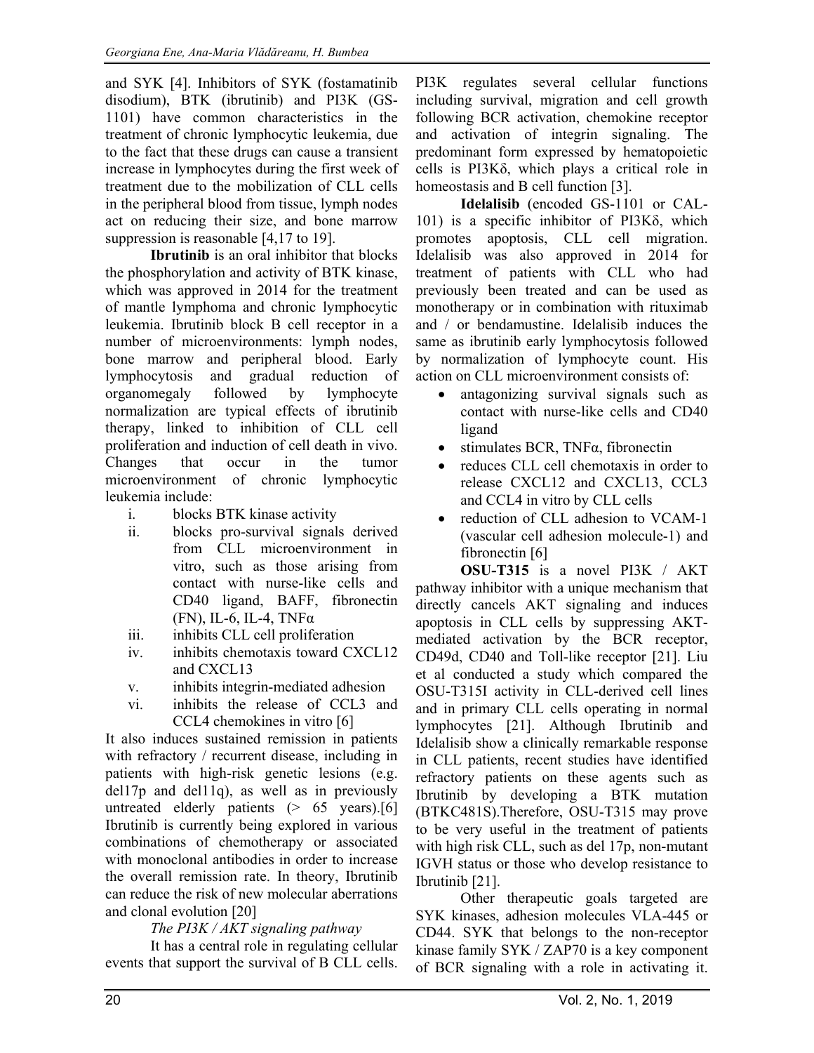and SYK [4]. Inhibitors of SYK (fostamatinib disodium), BTK (ibrutinib) and PI3K (GS-1101) have common characteristics in the treatment of chronic lymphocytic leukemia, due to the fact that these drugs can cause a transient increase in lymphocytes during the first week of treatment due to the mobilization of CLL cells in the peripheral blood from tissue, lymph nodes act on reducing their size, and bone marrow suppression is reasonable [4,17 to 19].

**Ibrutinib** is an oral inhibitor that blocks the phosphorylation and activity of BTK kinase, which was approved in 2014 for the treatment of mantle lymphoma and chronic lymphocytic leukemia. Ibrutinib block B cell receptor in a number of microenvironments: lymph nodes, bone marrow and peripheral blood. Early lymphocytosis and gradual reduction of organomegaly followed by lymphocyte normalization are typical effects of ibrutinib therapy, linked to inhibition of CLL cell proliferation and induction of cell death in vivo. Changes that occur in the tumor microenvironment of chronic lymphocytic leukemia include:

i. blocks BTK kinase activity
ii. blocks pro-survival signals derived from CLL microenvironment in vitro, such as those arising from contact with nurse-like cells and CD40 ligand, BAFF, fibronectin (FN), IL-6, IL-4, TNFα
iii. inhibits CLL cell proliferation
iv. inhibits chemotaxis toward CXCL12 and CXCL13
v. inhibits integrin-mediated adhesion
vi. inhibits the release of CCL3 and CCL4 chemokines in vitro [6]

It also induces sustained remission in patients with refractory / recurrent disease, including in patients with high-risk genetic lesions (e.g. del17p and del11q), as well as in previously untreated elderly patients (> 65 years).[6] Ibrutinib is currently being explored in various combinations of chemotherapy or associated with monoclonal antibodies in order to increase the overall remission rate. In theory, Ibrutinib can reduce the risk of new molecular aberrations and clonal evolution [20]

*The PI3K / AKT signaling pathway*

It has a central role in regulating cellular events that support the survival of B CLL cells. PI3K regulates several cellular functions including survival, migration and cell growth following BCR activation, chemokine receptor and activation of integrin signaling. The predominant form expressed by hematopoietic cells is PI3Kδ, which plays a critical role in homeostasis and B cell function [3].

**Idelalisib** (encoded GS-1101 or CAL-101) is a specific inhibitor of PI3Kδ, which promotes apoptosis, CLL cell migration. Idelalisib was also approved in 2014 for treatment of patients with CLL who had previously been treated and can be used as monotherapy or in combination with rituximab and / or bendamustine. Idelalisib induces the same as ibrutinib early lymphocytosis followed by normalization of lymphocyte count. His action on CLL microenvironment consists of:

- antagonizing survival signals such as contact with nurse-like cells and CD40 ligand
- stimulates BCR, TNFα, fibronectin
- reduces CLL cell chemotaxis in order to release CXCL12 and CXCL13, CCL3 and CCL4 in vitro by CLL cells
- reduction of CLL adhesion to VCAM-1 (vascular cell adhesion molecule-1) and fibronectin [6]

**OSU-T315** is a novel PI3K / AKT pathway inhibitor with a unique mechanism that directly cancels AKT signaling and induces apoptosis in CLL cells by suppressing AKT-mediated activation by the BCR receptor, CD49d, CD40 and Toll-like receptor [21]. Liu et al conducted a study which compared the OSU-T315I activity in CLL-derived cell lines and in primary CLL cells operating in normal lymphocytes [21]. Although Ibrutinib and Idelalisib show a clinically remarkable response in CLL patients, recent studies have identified refractory patients on these agents such as Ibrutinib by developing a BTK mutation (BTKC481S).Therefore, OSU-T315 may prove to be very useful in the treatment of patients with high risk CLL, such as del 17p, non-mutant IGVH status or those who develop resistance to Ibrutinib [21].

Other therapeutic goals targeted are SYK kinases, adhesion molecules VLA-445 or CD44. SYK that belongs to the non-receptor kinase family SYK / ZAP70 is a key component of BCR signaling with a role in activating it.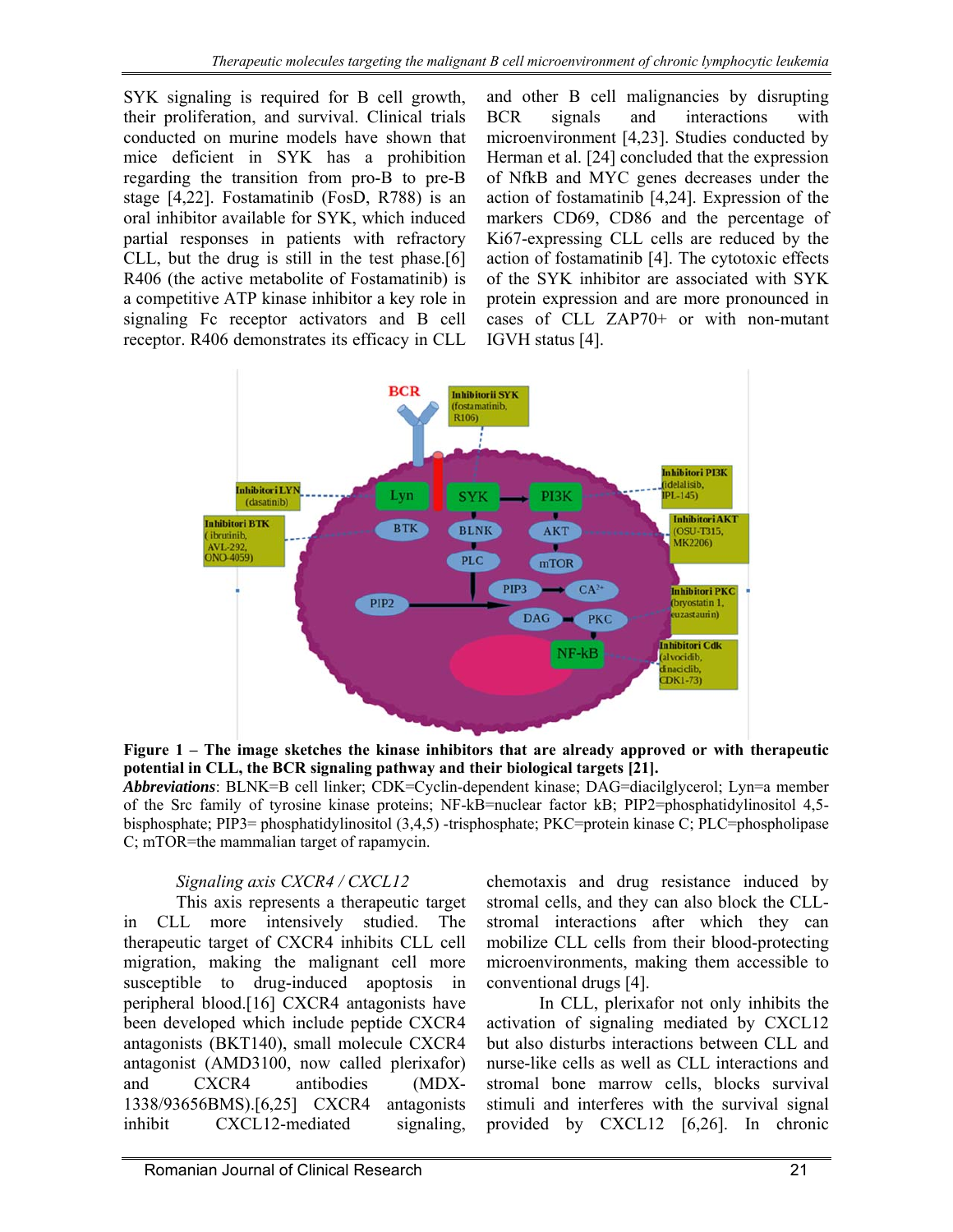SYK signaling is required for B cell growth, their proliferation, and survival. Clinical trials conducted on murine models have shown that mice deficient in SYK has a prohibition regarding the transition from pro-B to pre-B stage [4,22]. Fostamatinib (FosD, R788) is an oral inhibitor available for SYK, which induced partial responses in patients with refractory CLL, but the drug is still in the test phase.[6] R406 (the active metabolite of Fostamatinib) is a competitive ATP kinase inhibitor a key role in signaling Fc receptor activators and B cell receptor. R406 demonstrates its efficacy in CLL and other B cell malignancies by disrupting BCR signals and interactions with microenvironment [4,23]. Studies conducted by Herman et al. [24] concluded that the expression of NfkB and MYC genes decreases under the action of fostamatinib [4,24]. Expression of the markers CD69, CD86 and the percentage of Ki67-expressing CLL cells are reduced by the action of fostamatinib [4]. The cytotoxic effects of the SYK inhibitor are associated with SYK protein expression and are more pronounced in cases of CLL ZAP70+ or with non-mutant IGVH status [4].

**Figure 1 – The image sketches the kinase inhibitors that are already approved or with therapeutic potential in CLL, the BCR signaling pathway and their biological targets [21].**

***Abbreviations***: BLNK=B cell linker; CDK=Cyclin-dependent kinase; DAG=diacilglycerol; Lyn=a member of the Src family of tyrosine kinase proteins; NF-kB=nuclear factor kB; PIP2=phosphatidylinositol 4,5-bisphosphate; PIP3= phosphatidylinositol (3,4,5) -trisphosphate; PKC=protein kinase C; PLC=phospholipase C; mTOR=the mammalian target of rapamycin.

*Signaling axis CXCR4 / CXCL12*

This axis represents a therapeutic target in CLL more intensively studied. The therapeutic target of CXCR4 inhibits CLL cell migration, making the malignant cell more susceptible to drug-induced apoptosis in peripheral blood.[16] CXCR4 antagonists have been developed which include peptide CXCR4 antagonists (BKT140), small molecule CXCR4 antagonist (AMD3100, now called plerixafor) and CXCR4 antibodies (MDX-1338/93656BMS).[6,25] CXCR4 antagonists inhibit CXCL12-mediated signaling, chemotaxis and drug resistance induced by stromal cells, and they can also block the CLL-stromal interactions after which they can mobilize CLL cells from their blood-protecting microenvironments, making them accessible to conventional drugs [4].

In CLL, plerixafor not only inhibits the activation of signaling mediated by CXCL12 but also disturbs interactions between CLL and nurse-like cells as well as CLL interactions and stromal bone marrow cells, blocks survival stimuli and interferes with the survival signal provided by CXCL12 [6,26]. In chronic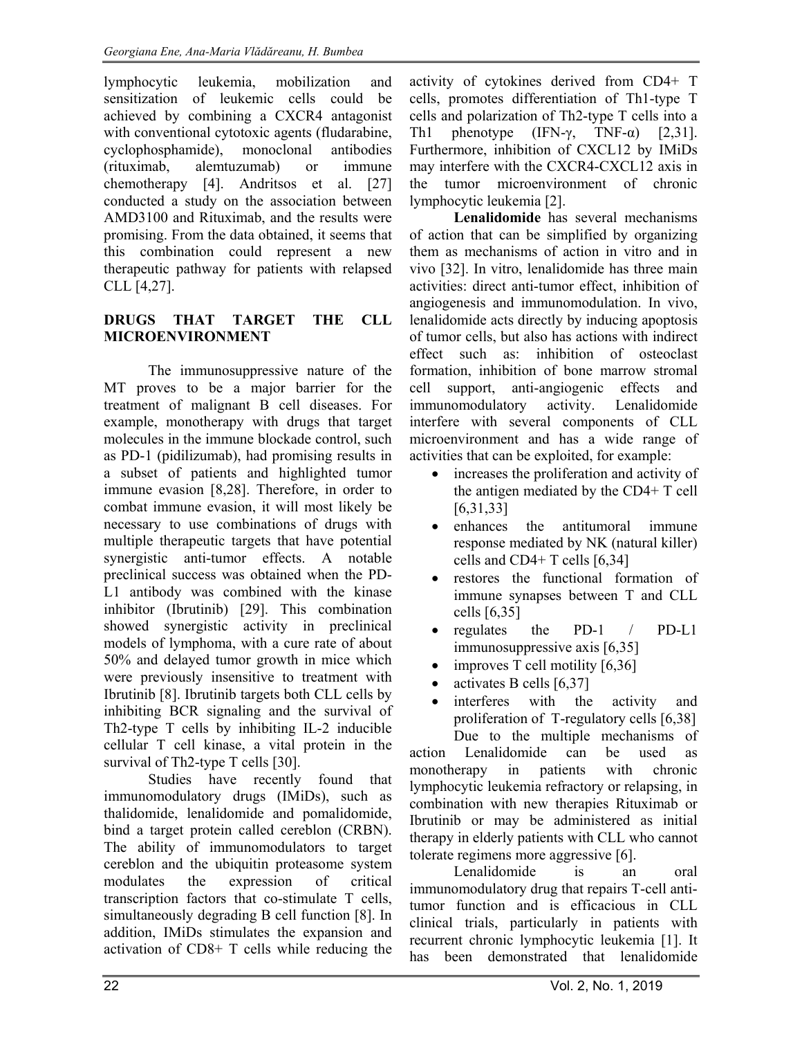lymphocytic leukemia, mobilization and sensitization of leukemic cells could be achieved by combining a CXCR4 antagonist with conventional cytotoxic agents (fludarabine, cyclophosphamide), monoclonal antibodies (rituximab, alemtuzumab) or immune chemotherapy [4]. Andritsos et al. [27] conducted a study on the association between AMD3100 and Rituximab, and the results were promising. From the data obtained, it seems that this combination could represent a new therapeutic pathway for patients with relapsed CLL [4,27].

## DRUGS THAT TARGET THE CLL MICROENVIRONMENT

The immunosuppressive nature of the MT proves to be a major barrier for the treatment of malignant B cell diseases. For example, monotherapy with drugs that target molecules in the immune blockade control, such as PD-1 (pidilizumab), had promising results in a subset of patients and highlighted tumor immune evasion [8,28]. Therefore, in order to combat immune evasion, it will most likely be necessary to use combinations of drugs with multiple therapeutic targets that have potential synergistic anti-tumor effects. A notable preclinical success was obtained when the PD-L1 antibody was combined with the kinase inhibitor (Ibrutinib) [29]. This combination showed synergistic activity in preclinical models of lymphoma, with a cure rate of about 50% and delayed tumor growth in mice which were previously insensitive to treatment with Ibrutinib [8]. Ibrutinib targets both CLL cells by inhibiting BCR signaling and the survival of Th2-type T cells by inhibiting IL-2 inducible cellular T cell kinase, a vital protein in the survival of Th2-type T cells [30].

Studies have recently found that immunomodulatory drugs (IMiDs), such as thalidomide, lenalidomide and pomalidomide, bind a target protein called cereblon (CRBN). The ability of immunomodulators to target cereblon and the ubiquitin proteasome system modulates the expression of critical transcription factors that co-stimulate T cells, simultaneously degrading B cell function [8]. In addition, IMiDs stimulates the expansion and activation of CD8+ T cells while reducing the activity of cytokines derived from CD4+ T cells, promotes differentiation of Th1-type T cells and polarization of Th2-type T cells into a Th1 phenotype (IFN-γ, TNF-α) [2,31]. Furthermore, inhibition of CXCL12 by IMiDs may interfere with the CXCR4-CXCL12 axis in the tumor microenvironment of chronic lymphocytic leukemia [2].

**Lenalidomide** has several mechanisms of action that can be simplified by organizing them as mechanisms of action in vitro and in vivo [32]. In vitro, lenalidomide has three main activities: direct anti-tumor effect, inhibition of angiogenesis and immunomodulation. In vivo, lenalidomide acts directly by inducing apoptosis of tumor cells, but also has actions with indirect effect such as: inhibition of osteoclast formation, inhibition of bone marrow stromal cell support, anti-angiogenic effects and immunomodulatory activity. Lenalidomide interfere with several components of CLL microenvironment and has a wide range of activities that can be exploited, for example:

- increases the proliferation and activity of the antigen mediated by the CD4+ T cell [6,31,33]
- enhances the antitumoral immune response mediated by NK (natural killer) cells and CD4+ T cells [6,34]
- restores the functional formation of immune synapses between T and CLL cells [6,35]
- regulates the PD-1 / PD-L1 immunosuppressive axis [6,35]
- improves T cell motility [6,36]
- activates B cells [6,37]
- interferes with the activity and proliferation of T-regulatory cells [6,38]

Due to the multiple mechanisms of action Lenalidomide can be used as monotherapy in patients with chronic lymphocytic leukemia refractory or relapsing, in combination with new therapies Rituximab or Ibrutinib or may be administered as initial therapy in elderly patients with CLL who cannot tolerate regimens more aggressive [6].

Lenalidomide is an oral immunomodulatory drug that repairs T-cell anti-tumor function and is efficacious in CLL clinical trials, particularly in patients with recurrent chronic lymphocytic leukemia [1]. It has been demonstrated that lenalidomide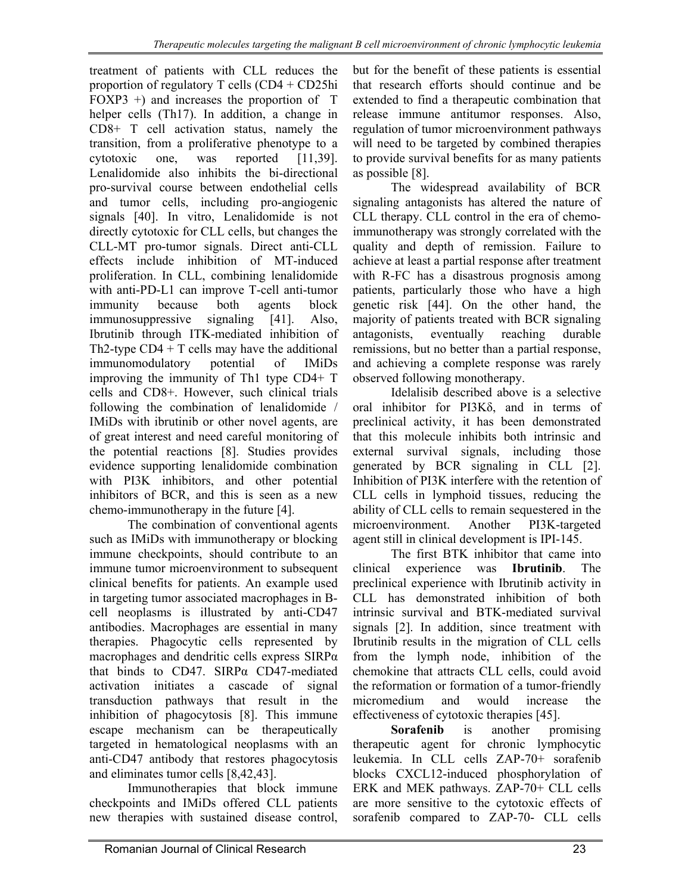treatment of patients with CLL reduces the proportion of regulatory T cells (CD4 + CD25hi FOXP3 +) and increases the proportion of T helper cells (Th17). In addition, a change in CD8+ T cell activation status, namely the transition, from a proliferative phenotype to a cytotoxic one, was reported [11,39]. Lenalidomide also inhibits the bi-directional pro-survival course between endothelial cells and tumor cells, including pro-angiogenic signals [40]. In vitro, Lenalidomide is not directly cytotoxic for CLL cells, but changes the CLL-MT pro-tumor signals. Direct anti-CLL effects include inhibition of MT-induced proliferation. In CLL, combining lenalidomide with anti-PD-L1 can improve T-cell anti-tumor immunity because both agents block immunosuppressive signaling [41]. Also, Ibrutinib through ITK-mediated inhibition of Th2-type CD4 + T cells may have the additional immunomodulatory potential of IMiDs improving the immunity of Th1 type CD4+ T cells and CD8+. However, such clinical trials following the combination of lenalidomide / IMiDs with ibrutinib or other novel agents, are of great interest and need careful monitoring of the potential reactions [8]. Studies provides evidence supporting lenalidomide combination with PI3K inhibitors, and other potential inhibitors of BCR, and this is seen as a new chemo-immunotherapy in the future [4].

The combination of conventional agents such as IMiDs with immunotherapy or blocking immune checkpoints, should contribute to an immune tumor microenvironment to subsequent clinical benefits for patients. An example used in targeting tumor associated macrophages in B-cell neoplasms is illustrated by anti-CD47 antibodies. Macrophages are essential in many therapies. Phagocytic cells represented by macrophages and dendritic cells express SIRPα that binds to CD47. SIRPα CD47-mediated activation initiates a cascade of signal transduction pathways that result in the inhibition of phagocytosis [8]. This immune escape mechanism can be therapeutically targeted in hematological neoplasms with an anti-CD47 antibody that restores phagocytosis and eliminates tumor cells [8,42,43].

Immunotherapies that block immune checkpoints and IMiDs offered CLL patients new therapies with sustained disease control, but for the benefit of these patients is essential that research efforts should continue and be extended to find a therapeutic combination that release immune antitumor responses. Also, regulation of tumor microenvironment pathways will need to be targeted by combined therapies to provide survival benefits for as many patients as possible [8].

The widespread availability of BCR signaling antagonists has altered the nature of CLL therapy. CLL control in the era of chemo-immunotherapy was strongly correlated with the quality and depth of remission. Failure to achieve at least a partial response after treatment with R-FC has a disastrous prognosis among patients, particularly those who have a high genetic risk [44]. On the other hand, the majority of patients treated with BCR signaling antagonists, eventually reaching durable remissions, but no better than a partial response, and achieving a complete response was rarely observed following monotherapy.

Idelalisib described above is a selective oral inhibitor for PI3Kδ, and in terms of preclinical activity, it has been demonstrated that this molecule inhibits both intrinsic and external survival signals, including those generated by BCR signaling in CLL [2]. Inhibition of PI3K interfere with the retention of CLL cells in lymphoid tissues, reducing the ability of CLL cells to remain sequestered in the microenvironment. Another PI3K-targeted agent still in clinical development is IPI-145.

The first BTK inhibitor that came into clinical experience was **Ibrutinib**. The preclinical experience with Ibrutinib activity in CLL has demonstrated inhibition of both intrinsic survival and BTK-mediated survival signals [2]. In addition, since treatment with Ibrutinib results in the migration of CLL cells from the lymph node, inhibition of the chemokine that attracts CLL cells, could avoid the reformation or formation of a tumor-friendly micromedium and would increase the effectiveness of cytotoxic therapies [45].

**Sorafenib** is another promising therapeutic agent for chronic lymphocytic leukemia. In CLL cells ZAP-70+ sorafenib blocks CXCL12-induced phosphorylation of ERK and MEK pathways. ZAP-70+ CLL cells are more sensitive to the cytotoxic effects of sorafenib compared to ZAP-70- CLL cells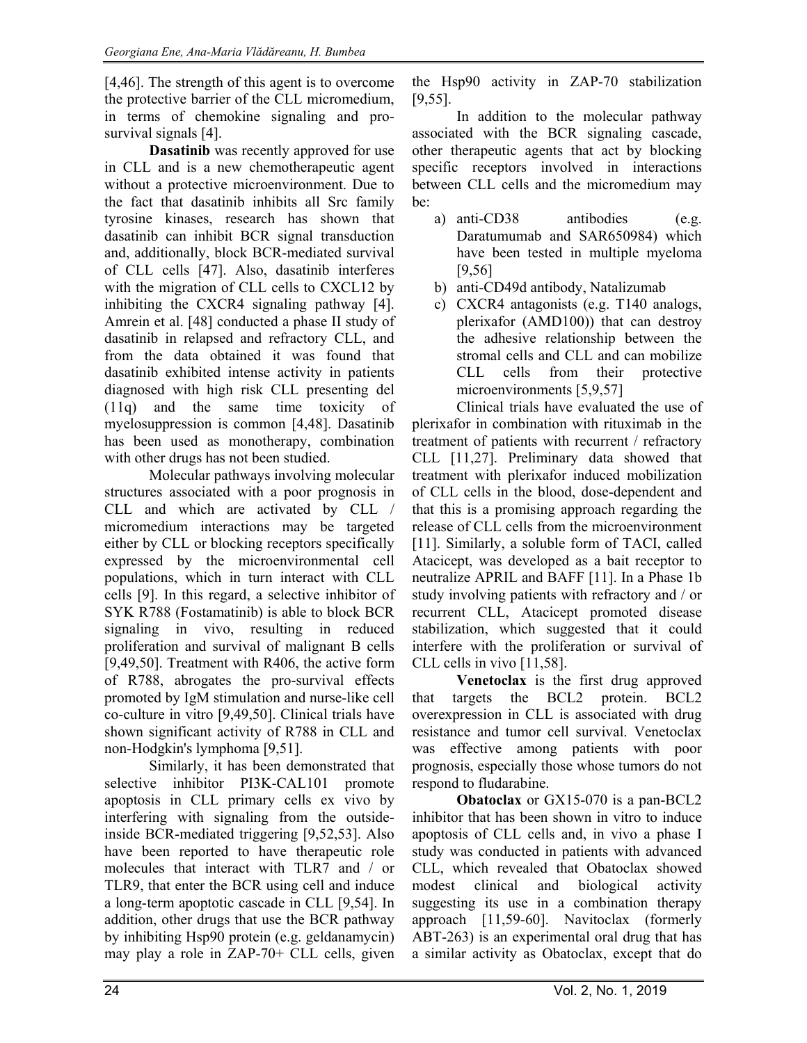[4,46]. The strength of this agent is to overcome the protective barrier of the CLL micromedium, in terms of chemokine signaling and pro-survival signals [4].

**Dasatinib** was recently approved for use in CLL and is a new chemotherapeutic agent without a protective microenvironment. Due to the fact that dasatinib inhibits all Src family tyrosine kinases, research has shown that dasatinib can inhibit BCR signal transduction and, additionally, block BCR-mediated survival of CLL cells [47]. Also, dasatinib interferes with the migration of CLL cells to CXCL12 by inhibiting the CXCR4 signaling pathway [4]. Amrein et al. [48] conducted a phase II study of dasatinib in relapsed and refractory CLL, and from the data obtained it was found that dasatinib exhibited intense activity in patients diagnosed with high risk CLL presenting del (11q) and the same time toxicity of myelosuppression is common [4,48]. Dasatinib has been used as monotherapy, combination with other drugs has not been studied.

Molecular pathways involving molecular structures associated with a poor prognosis in CLL and which are activated by CLL / micromedium interactions may be targeted either by CLL or blocking receptors specifically expressed by the microenvironmental cell populations, which in turn interact with CLL cells [9]. In this regard, a selective inhibitor of SYK R788 (Fostamatinib) is able to block BCR signaling in vivo, resulting in reduced proliferation and survival of malignant B cells [9,49,50]. Treatment with R406, the active form of R788, abrogates the pro-survival effects promoted by IgM stimulation and nurse-like cell co-culture in vitro [9,49,50]. Clinical trials have shown significant activity of R788 in CLL and non-Hodgkin's lymphoma [9,51].

Similarly, it has been demonstrated that selective inhibitor PI3K-CAL101 promote apoptosis in CLL primary cells ex vivo by interfering with signaling from the outside-inside BCR-mediated triggering [9,52,53]. Also have been reported to have therapeutic role molecules that interact with TLR7 and / or TLR9, that enter the BCR using cell and induce a long-term apoptotic cascade in CLL [9,54]. In addition, other drugs that use the BCR pathway by inhibiting Hsp90 protein (e.g. geldanamycin) may play a role in ZAP-70+ CLL cells, given the Hsp90 activity in ZAP-70 stabilization [9,55].

In addition to the molecular pathway associated with the BCR signaling cascade, other therapeutic agents that act by blocking specific receptors involved in interactions between CLL cells and the micromedium may be:

a) anti-CD38 antibodies (e.g. Daratumumab and SAR650984) which have been tested in multiple myeloma [9,56]
b) anti-CD49d antibody, Natalizumab
c) CXCR4 antagonists (e.g. T140 analogs, plerixafor (AMD100)) that can destroy the adhesive relationship between the stromal cells and CLL and can mobilize CLL cells from their protective microenvironments [5,9,57]

Clinical trials have evaluated the use of plerixafor in combination with rituximab in the treatment of patients with recurrent / refractory CLL [11,27]. Preliminary data showed that treatment with plerixafor induced mobilization of CLL cells in the blood, dose-dependent and that this is a promising approach regarding the release of CLL cells from the microenvironment [11]. Similarly, a soluble form of TACI, called Atacicept, was developed as a bait receptor to neutralize APRIL and BAFF [11]. In a Phase 1b study involving patients with refractory and / or recurrent CLL, Atacicept promoted disease stabilization, which suggested that it could interfere with the proliferation or survival of CLL cells in vivo [11,58].

**Venetoclax** is the first drug approved that targets the BCL2 protein. BCL2 overexpression in CLL is associated with drug resistance and tumor cell survival. Venetoclax was effective among patients with poor prognosis, especially those whose tumors do not respond to fludarabine.

**Obatoclax** or GX15-070 is a pan-BCL2 inhibitor that has been shown in vitro to induce apoptosis of CLL cells and, in vivo a phase I study was conducted in patients with advanced CLL, which revealed that Obatoclax showed modest clinical and biological activity suggesting its use in a combination therapy approach [11,59-60]. Navitoclax (formerly ABT-263) is an experimental oral drug that has a similar activity as Obatoclax, except that do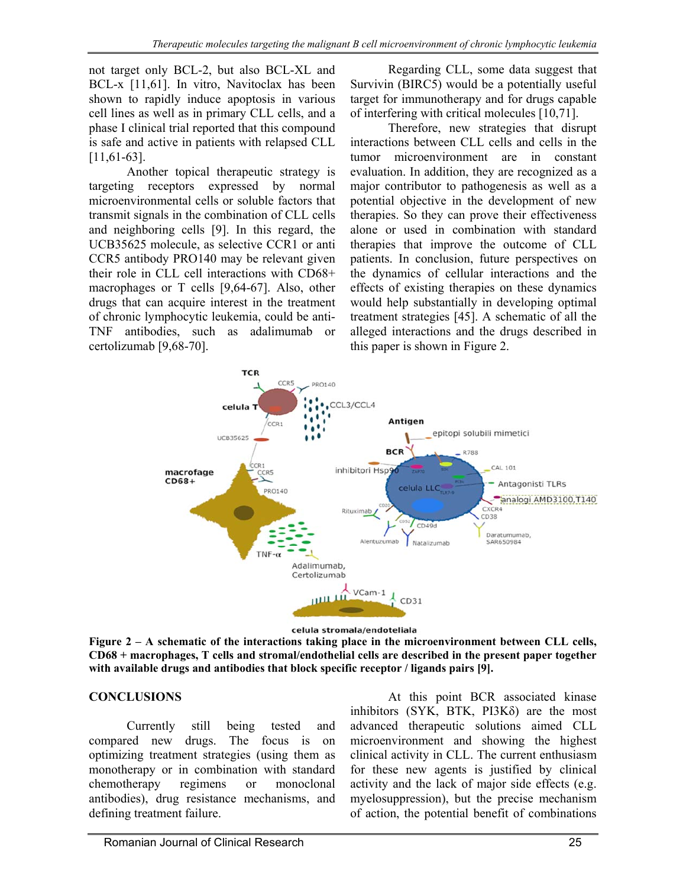not target only BCL-2, but also BCL-XL and BCL-x [11,61]. In vitro, Navitoclax has been shown to rapidly induce apoptosis in various cell lines as well as in primary CLL cells, and a phase I clinical trial reported that this compound is safe and active in patients with relapsed CLL [11,61-63].

Another topical therapeutic strategy is targeting receptors expressed by normal microenvironmental cells or soluble factors that transmit signals in the combination of CLL cells and neighboring cells [9]. In this regard, the UCB35625 molecule, as selective CCR1 or anti CCR5 antibody PRO140 may be relevant given their role in CLL cell interactions with CD68+ macrophages or T cells [9,64-67]. Also, other drugs that can acquire interest in the treatment of chronic lymphocytic leukemia, could be anti-TNF antibodies, such as adalimumab or certolizumab [9,68-70].

Regarding CLL, some data suggest that Survivin (BIRC5) would be a potentially useful target for immunotherapy and for drugs capable of interfering with critical molecules [10,71].

Therefore, new strategies that disrupt interactions between CLL cells and cells in the tumor microenvironment are in constant evaluation. In addition, they are recognized as a major contributor to pathogenesis as well as a potential objective in the development of new therapies. So they can prove their effectiveness alone or used in combination with standard therapies that improve the outcome of CLL patients. In conclusion, future perspectives on the dynamics of cellular interactions and the effects of existing therapies on these dynamics would help substantially in developing optimal treatment strategies [45]. A schematic of all the alleged interactions and the drugs described in this paper is shown in Figure 2.

**Figure 2 – A schematic of the interactions taking place in the microenvironment between CLL cells, CD68 + macrophages, T cells and stromal/endothelial cells are described in the present paper together with available drugs and antibodies that block specific receptor / ligands pairs [9].**

## CONCLUSIONS

Currently still being tested and compared new drugs. The focus is on optimizing treatment strategies (using them as monotherapy or in combination with standard chemotherapy regimens or monoclonal antibodies), drug resistance mechanisms, and defining treatment failure.

At this point BCR associated kinase inhibitors (SYK, BTK, PI3Kδ) are the most advanced therapeutic solutions aimed CLL microenvironment and showing the highest clinical activity in CLL. The current enthusiasm for these new agents is justified by clinical activity and the lack of major side effects (e.g. myelosuppression), but the precise mechanism of action, the potential benefit of combinations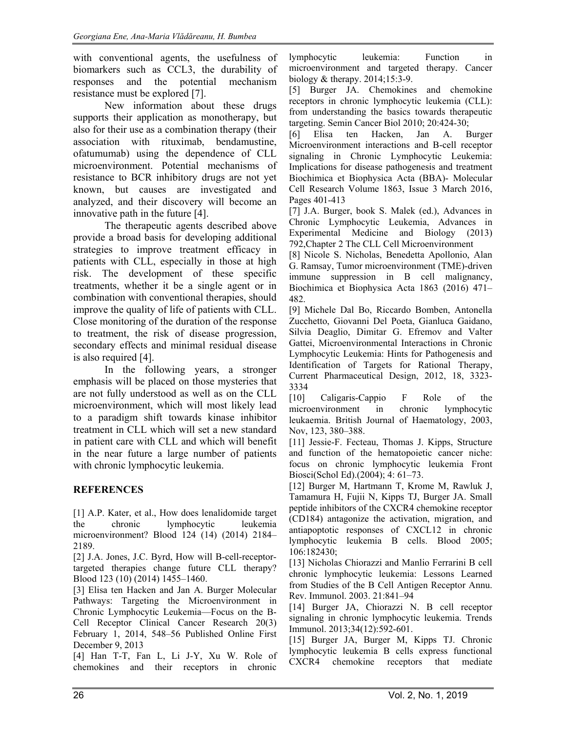with conventional agents, the usefulness of biomarkers such as CCL3, the durability of responses and the potential mechanism resistance must be explored [7].

New information about these drugs supports their application as monotherapy, but also for their use as a combination therapy (their association with rituximab, bendamustine, ofatumumab) using the dependence of CLL microenvironment. Potential mechanisms of resistance to BCR inhibitory drugs are not yet known, but causes are investigated and analyzed, and their discovery will become an innovative path in the future [4].

The therapeutic agents described above provide a broad basis for developing additional strategies to improve treatment efficacy in patients with CLL, especially in those at high risk. The development of these specific treatments, whether it be a single agent or in combination with conventional therapies, should improve the quality of life of patients with CLL. Close monitoring of the duration of the response to treatment, the risk of disease progression, secondary effects and minimal residual disease is also required [4].

In the following years, a stronger emphasis will be placed on those mysteries that are not fully understood as well as on the CLL microenvironment, which will most likely lead to a paradigm shift towards kinase inhibitor treatment in CLL which will set a new standard in patient care with CLL and which will benefit in the near future a large number of patients with chronic lymphocytic leukemia.

## REFERENCES

[1] A.P. Kater, et al., How does lenalidomide target the chronic lymphocytic leukemia microenvironment? Blood 124 (14) (2014) 2184–2189.

[2] J.A. Jones, J.C. Byrd, How will B-cell-receptor-targeted therapies change future CLL therapy? Blood 123 (10) (2014) 1455–1460.

[3] Elisa ten Hacken and Jan A. Burger Molecular Pathways: Targeting the Microenvironment in Chronic Lymphocytic Leukemia—Focus on the B-Cell Receptor Clinical Cancer Research 20(3) February 1, 2014, 548–56 Published Online First December 9, 2013

[4] Han T-T, Fan L, Li J-Y, Xu W. Role of chemokines and their receptors in chronic lymphocytic leukemia: Function in microenvironment and targeted therapy. Cancer biology & therapy. 2014;15:3-9.

[5] Burger JA. Chemokines and chemokine receptors in chronic lymphocytic leukemia (CLL): from understanding the basics towards therapeutic targeting. Semin Cancer Biol 2010; 20:424-30;

[6] Elisa ten Hacken, Jan A. Burger Microenvironment interactions and B-cell receptor signaling in Chronic Lymphocytic Leukemia: Implications for disease pathogenesis and treatment Biochimica et Biophysica Acta (BBA)- Molecular Cell Research Volume 1863, Issue 3 March 2016, Pages 401-413

[7] J.A. Burger, book S. Malek (ed.), Advances in Chronic Lymphocytic Leukemia, Advances in Experimental Medicine and Biology (2013) 792,Chapter 2 The CLL Cell Microenvironment

[8] Nicole S. Nicholas, Benedetta Apollonio, Alan G. Ramsay, Tumor microenvironment (TME)-driven immune suppression in B cell malignancy, Biochimica et Biophysica Acta 1863 (2016) 471–482.

[9] Michele Dal Bo, Riccardo Bomben, Antonella Zucchetto, Giovanni Del Poeta, Gianluca Gaidano, Silvia Deaglio, Dimitar G. Efremov and Valter Gattei, Microenvironmental Interactions in Chronic Lymphocytic Leukemia: Hints for Pathogenesis and Identification of Targets for Rational Therapy, Current Pharmaceutical Design, 2012, 18, 3323-3334

[10] Caligaris-Cappio F Role of the microenvironment in chronic lymphocytic leukaemia. British Journal of Haematology, 2003, Nov, 123, 380–388.

[11] Jessie-F. Fecteau, Thomas J. Kipps, Structure and function of the hematopoietic cancer niche: focus on chronic lymphocytic leukemia Front Biosci(Schol Ed).(2004); 4: 61–73.

[12] Burger M, Hartmann T, Krome M, Rawluk J, Tamamura H, Fujii N, Kipps TJ, Burger JA. Small peptide inhibitors of the CXCR4 chemokine receptor (CD184) antagonize the activation, migration, and antiapoptotic responses of CXCL12 in chronic lymphocytic leukemia B cells. Blood 2005; 106:182430;

[13] Nicholas Chiorazzi and Manlio Ferrarini B cell chronic lymphocytic leukemia: Lessons Learned from Studies of the B Cell Antigen Receptor Annu. Rev. Immunol. 2003. 21:841–94

[14] Burger JA, Chiorazzi N. B cell receptor signaling in chronic lymphocytic leukemia. Trends Immunol. 2013;34(12):592-601.

[15] Burger JA, Burger M, Kipps TJ. Chronic lymphocytic leukemia B cells express functional CXCR4 chemokine receptors that mediate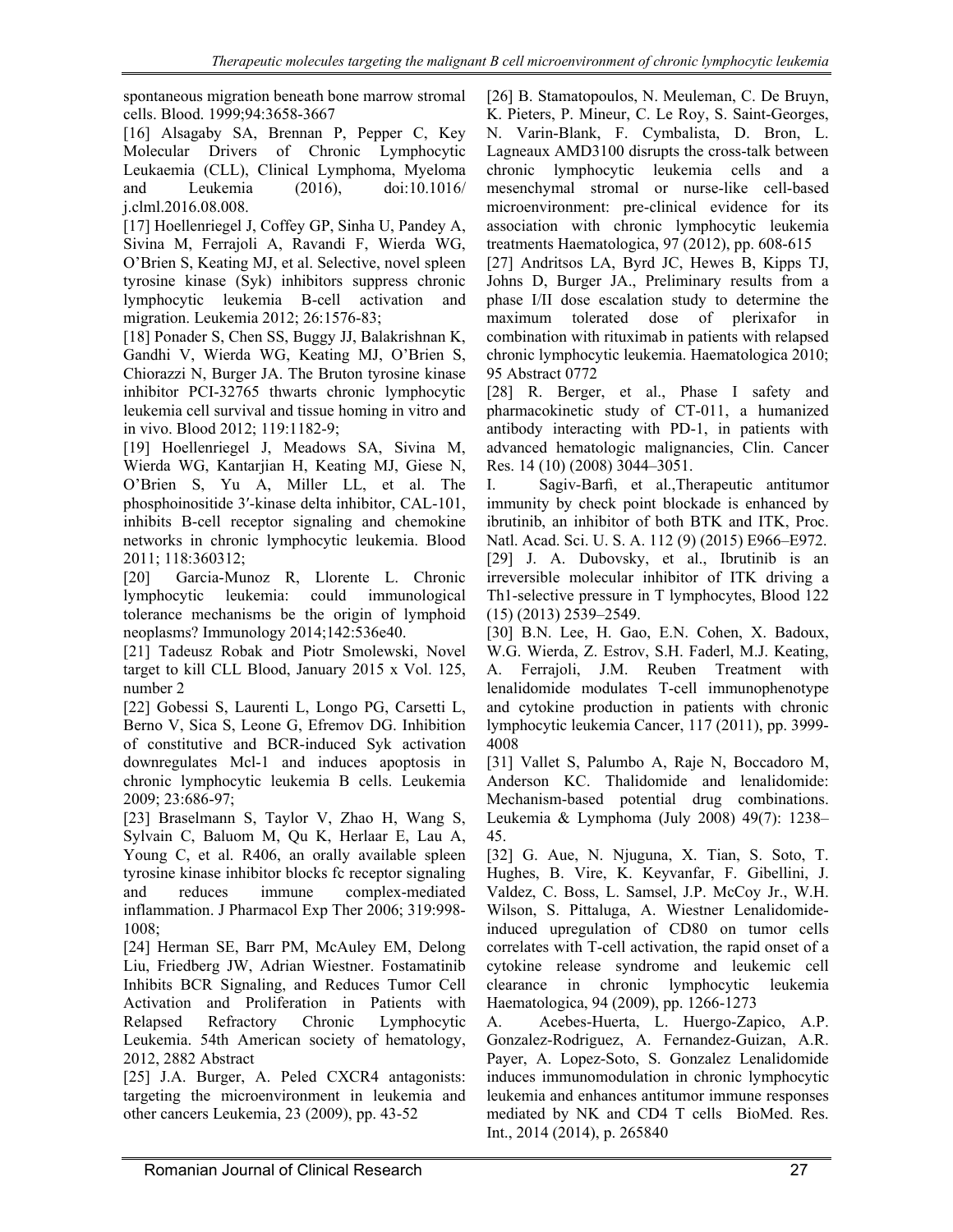spontaneous migration beneath bone marrow stromal cells. Blood. 1999;94:3658-3667

[16] Alsagaby SA, Brennan P, Pepper C, Key Molecular Drivers of Chronic Lymphocytic Leukaemia (CLL), Clinical Lymphoma, Myeloma and Leukemia (2016), doi:10.1016/ j.clml.2016.08.008.

[17] Hoellenriegel J, Coffey GP, Sinha U, Pandey A, Sivina M, Ferrajoli A, Ravandi F, Wierda WG, O'Brien S, Keating MJ, et al. Selective, novel spleen tyrosine kinase (Syk) inhibitors suppress chronic lymphocytic leukemia B-cell activation and migration. Leukemia 2012; 26:1576-83;

[18] Ponader S, Chen SS, Buggy JJ, Balakrishnan K, Gandhi V, Wierda WG, Keating MJ, O'Brien S, Chiorazzi N, Burger JA. The Bruton tyrosine kinase inhibitor PCI-32765 thwarts chronic lymphocytic leukemia cell survival and tissue homing in vitro and in vivo. Blood 2012; 119:1182-9;

[19] Hoellenriegel J, Meadows SA, Sivina M, Wierda WG, Kantarjian H, Keating MJ, Giese N, O'Brien S, Yu A, Miller LL, et al. The phosphoinositide 3′-kinase delta inhibitor, CAL-101, inhibits B-cell receptor signaling and chemokine networks in chronic lymphocytic leukemia. Blood 2011; 118:360312;

[20] Garcia-Munoz R, Llorente L. Chronic lymphocytic leukemia: could immunological tolerance mechanisms be the origin of lymphoid neoplasms? Immunology 2014;142:536e40.

[21] Tadeusz Robak and Piotr Smolewski, Novel target to kill CLL Blood, January 2015 x Vol. 125, number 2

[22] Gobessi S, Laurenti L, Longo PG, Carsetti L, Berno V, Sica S, Leone G, Efremov DG. Inhibition of constitutive and BCR-induced Syk activation downregulates Mcl-1 and induces apoptosis in chronic lymphocytic leukemia B cells. Leukemia 2009; 23:686-97;

[23] Braselmann S, Taylor V, Zhao H, Wang S, Sylvain C, Baluom M, Qu K, Herlaar E, Lau A, Young C, et al. R406, an orally available spleen tyrosine kinase inhibitor blocks fc receptor signaling and reduces immune complex-mediated inflammation. J Pharmacol Exp Ther 2006; 319:998-1008;

[24] Herman SE, Barr PM, McAuley EM, Delong Liu, Friedberg JW, Adrian Wiestner. Fostamatinib Inhibits BCR Signaling, and Reduces Tumor Cell Activation and Proliferation in Patients with Relapsed Refractory Chronic Lymphocytic Leukemia. 54th American society of hematology, 2012, 2882 Abstract

[25] J.A. Burger, A. Peled CXCR4 antagonists: targeting the microenvironment in leukemia and other cancers Leukemia, 23 (2009), pp. 43-52

[26] B. Stamatopoulos, N. Meuleman, C. De Bruyn, K. Pieters, P. Mineur, C. Le Roy, S. Saint-Georges, N. Varin-Blank, F. Cymbalista, D. Bron, L. Lagneaux AMD3100 disrupts the cross-talk between chronic lymphocytic leukemia cells and a mesenchymal stromal or nurse-like cell-based microenvironment: pre-clinical evidence for its association with chronic lymphocytic leukemia treatments Haematologica, 97 (2012), pp. 608-615

[27] Andritsos LA, Byrd JC, Hewes B, Kipps TJ, Johns D, Burger JA., Preliminary results from a phase I/II dose escalation study to determine the maximum tolerated dose of plerixafor in combination with rituximab in patients with relapsed chronic lymphocytic leukemia. Haematologica 2010; 95 Abstract 0772

[28] R. Berger, et al., Phase I safety and pharmacokinetic study of CT-011, a humanized antibody interacting with PD-1, in patients with advanced hematologic malignancies, Clin. Cancer Res. 14 (10) (2008) 3044–3051.

I. Sagiv-Barfi, et al.,Therapeutic antitumor immunity by check point blockade is enhanced by ibrutinib, an inhibitor of both BTK and ITK, Proc. Natl. Acad. Sci. U. S. A. 112 (9) (2015) E966–E972.

[29] J. A. Dubovsky, et al., Ibrutinib is an irreversible molecular inhibitor of ITK driving a Th1-selective pressure in T lymphocytes, Blood 122 (15) (2013) 2539–2549.

[30] B.N. Lee, H. Gao, E.N. Cohen, X. Badoux, W.G. Wierda, Z. Estrov, S.H. Faderl, M.J. Keating, A. Ferrajoli, J.M. Reuben Treatment with lenalidomide modulates T-cell immunophenotype and cytokine production in patients with chronic lymphocytic leukemia Cancer, 117 (2011), pp. 3999-4008

[31] Vallet S, Palumbo A, Raje N, Boccadoro M, Anderson KC. Thalidomide and lenalidomide: Mechanism-based potential drug combinations. Leukemia & Lymphoma (July 2008) 49(7): 1238–45.

[32] G. Aue, N. Njuguna, X. Tian, S. Soto, T. Hughes, B. Vire, K. Keyvanfar, F. Gibellini, J. Valdez, C. Boss, L. Samsel, J.P. McCoy Jr., W.H. Wilson, S. Pittaluga, A. Wiestner Lenalidomide-induced upregulation of CD80 on tumor cells correlates with T-cell activation, the rapid onset of a cytokine release syndrome and leukemic cell clearance in chronic lymphocytic leukemia Haematologica, 94 (2009), pp. 1266-1273

A. Acebes-Huerta, L. Huergo-Zapico, A.P. Gonzalez-Rodriguez, A. Fernandez-Guizan, A.R. Payer, A. Lopez-Soto, S. Gonzalez Lenalidomide induces immunomodulation in chronic lymphocytic leukemia and enhances antitumor immune responses mediated by NK and CD4 T cells BioMed. Res. Int., 2014 (2014), p. 265840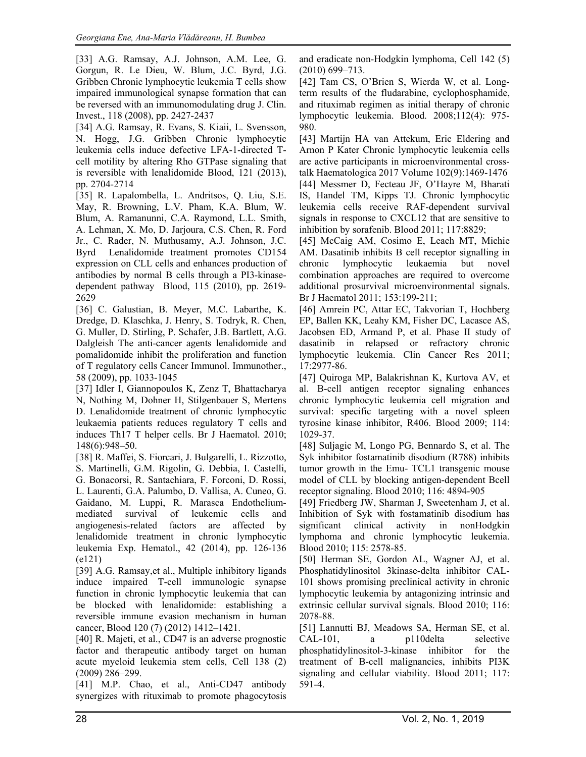[33] A.G. Ramsay, A.J. Johnson, A.M. Lee, G. Gorgun, R. Le Dieu, W. Blum, J.C. Byrd, J.G. Gribben Chronic lymphocytic leukemia T cells show impaired immunological synapse formation that can be reversed with an immunomodulating drug J. Clin. Invest., 118 (2008), pp. 2427-2437

[34] A.G. Ramsay, R. Evans, S. Kiaii, L. Svensson, N. Hogg, J.G. Gribben Chronic lymphocytic leukemia cells induce defective LFA-1-directed T-cell motility by altering Rho GTPase signaling that is reversible with lenalidomide Blood, 121 (2013), pp. 2704-2714

[35] R. Lapalombella, L. Andritsos, Q. Liu, S.E. May, R. Browning, L.V. Pham, K.A. Blum, W. Blum, A. Ramanunni, C.A. Raymond, L.L. Smith, A. Lehman, X. Mo, D. Jarjoura, C.S. Chen, R. Ford Jr., C. Rader, N. Muthusamy, A.J. Johnson, J.C. Byrd Lenalidomide treatment promotes CD154 expression on CLL cells and enhances production of antibodies by normal B cells through a PI3-kinase-dependent pathway Blood, 115 (2010), pp. 2619-2629

[36] C. Galustian, B. Meyer, M.C. Labarthe, K. Dredge, D. Klaschka, J. Henry, S. Todryk, R. Chen, G. Muller, D. Stirling, P. Schafer, J.B. Bartlett, A.G. Dalgleish The anti-cancer agents lenalidomide and pomalidomide inhibit the proliferation and function of T regulatory cells Cancer Immunol. Immunother., 58 (2009), pp. 1033-1045

[37] Idler I, Giannopoulos K, Zenz T, Bhattacharya N, Nothing M, Dohner H, Stilgenbauer S, Mertens D. Lenalidomide treatment of chronic lymphocytic leukaemia patients reduces regulatory T cells and induces Th17 T helper cells. Br J Haematol. 2010; 148(6):948–50.

[38] R. Maffei, S. Fiorcari, J. Bulgarelli, L. Rizzotto, S. Martinelli, G.M. Rigolin, G. Debbia, I. Castelli, G. Bonacorsi, R. Santachiara, F. Forconi, D. Rossi, L. Laurenti, G.A. Palumbo, D. Vallisa, A. Cuneo, G. Gaidano, M. Luppi, R. Marasca Endothelium-mediated survival of leukemic cells and angiogenesis-related factors are affected by lenalidomide treatment in chronic lymphocytic leukemia Exp. Hematol., 42 (2014), pp. 126-136 (e121)

[39] A.G. Ramsay,et al., Multiple inhibitory ligands induce impaired T-cell immunologic synapse function in chronic lymphocytic leukemia that can be blocked with lenalidomide: establishing a reversible immune evasion mechanism in human cancer, Blood 120 (7) (2012) 1412–1421.

[40] R. Majeti, et al., CD47 is an adverse prognostic factor and therapeutic antibody target on human acute myeloid leukemia stem cells, Cell 138 (2) (2009) 286–299.

[41] M.P. Chao, et al., Anti-CD47 antibody synergizes with rituximab to promote phagocytosis and eradicate non-Hodgkin lymphoma, Cell 142 (5) (2010) 699–713.

[42] Tam CS, O'Brien S, Wierda W, et al. Long-term results of the fludarabine, cyclophosphamide, and rituximab regimen as initial therapy of chronic lymphocytic leukemia. Blood. 2008;112(4): 975-980.

[43] Martijn HA van Attekum, Eric Eldering and Arnon P Kater Chronic lymphocytic leukemia cells are active participants in microenvironmental cross-talk Haematologica 2017 Volume 102(9):1469-1476

[44] Messmer D, Fecteau JF, O'Hayre M, Bharati IS, Handel TM, Kipps TJ. Chronic lymphocytic leukemia cells receive RAF-dependent survival signals in response to CXCL12 that are sensitive to inhibition by sorafenib. Blood 2011; 117:8829;

[45] McCaig AM, Cosimo E, Leach MT, Michie AM. Dasatinib inhibits B cell receptor signalling in chronic lymphocytic leukaemia but novel combination approaches are required to overcome additional prosurvival microenvironmental signals. Br J Haematol 2011; 153:199-211;

[46] Amrein PC, Attar EC, Takvorian T, Hochberg EP, Ballen KK, Leahy KM, Fisher DC, Lacasce AS, Jacobsen ED, Armand P, et al. Phase II study of dasatinib in relapsed or refractory chronic lymphocytic leukemia. Clin Cancer Res 2011; 17:2977-86.

[47] Quiroga MP, Balakrishnan K, Kurtova AV, et al. B-cell antigen receptor signaling enhances chronic lymphocytic leukemia cell migration and survival: specific targeting with a novel spleen tyrosine kinase inhibitor, R406. Blood 2009; 114: 1029-37.

[48] Suljagic M, Longo PG, Bennardo S, et al. The Syk inhibitor fostamatinib disodium (R788) inhibits tumor growth in the Emu- TCL1 transgenic mouse model of CLL by blocking antigen-dependent Bcell receptor signaling. Blood 2010; 116: 4894-905

[49] Friedberg JW, Sharman J, Sweetenham J, et al. Inhibition of Syk with fostamatinib disodium has significant clinical activity in nonHodgkin lymphoma and chronic lymphocytic leukemia. Blood 2010; 115: 2578-85.

[50] Herman SE, Gordon AL, Wagner AJ, et al. Phosphatidylinositol 3kinase-delta inhibitor CAL-101 shows promising preclinical activity in chronic lymphocytic leukemia by antagonizing intrinsic and extrinsic cellular survival signals. Blood 2010; 116: 2078-88.

[51] Lannutti BJ, Meadows SA, Herman SE, et al. CAL-101, a p110delta selective phosphatidylinositol-3-kinase inhibitor for the treatment of B-cell malignancies, inhibits PI3K signaling and cellular viability. Blood 2011; 117: 591-4.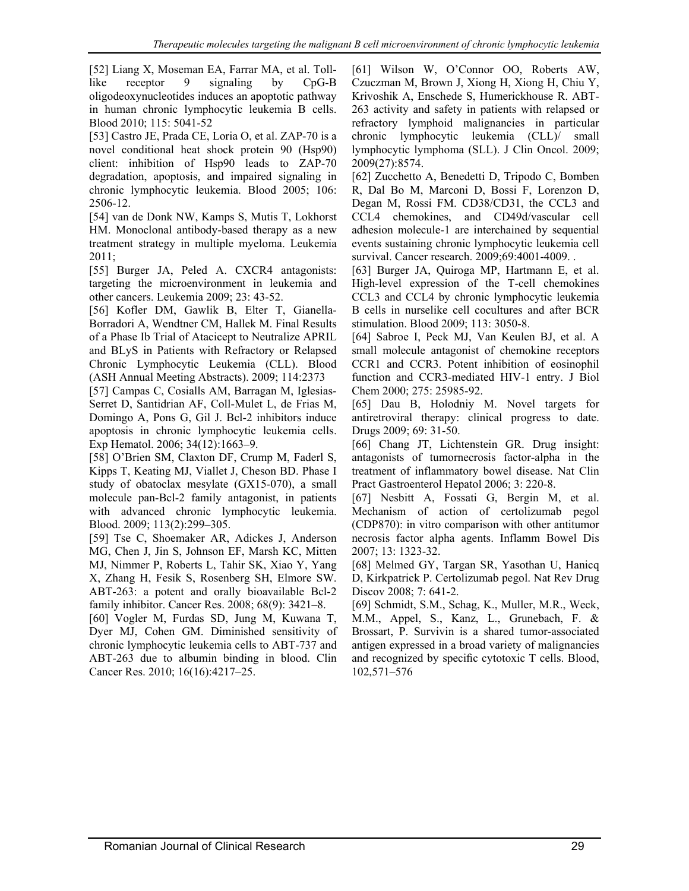[52] Liang X, Moseman EA, Farrar MA, et al. Toll-like receptor 9 signaling by CpG-B oligodeoxynucleotides induces an apoptotic pathway in human chronic lymphocytic leukemia B cells. Blood 2010; 115: 5041-52

[53] Castro JE, Prada CE, Loria O, et al. ZAP-70 is a novel conditional heat shock protein 90 (Hsp90) client: inhibition of Hsp90 leads to ZAP-70 degradation, apoptosis, and impaired signaling in chronic lymphocytic leukemia. Blood 2005; 106: 2506-12.

[54] van de Donk NW, Kamps S, Mutis T, Lokhorst HM. Monoclonal antibody-based therapy as a new treatment strategy in multiple myeloma. Leukemia 2011;

[55] Burger JA, Peled A. CXCR4 antagonists: targeting the microenvironment in leukemia and other cancers. Leukemia 2009; 23: 43-52.

[56] Kofler DM, Gawlik B, Elter T, Gianella-Borradori A, Wendtner CM, Hallek M. Final Results of a Phase Ib Trial of Atacicept to Neutralize APRIL and BLyS in Patients with Refractory or Relapsed Chronic Lymphocytic Leukemia (CLL). Blood (ASH Annual Meeting Abstracts). 2009; 114:2373

[57] Campas C, Cosialls AM, Barragan M, Iglesias-Serret D, Santidrian AF, Coll-Mulet L, de Frias M, Domingo A, Pons G, Gil J. Bcl-2 inhibitors induce apoptosis in chronic lymphocytic leukemia cells. Exp Hematol. 2006; 34(12):1663–9.

[58] O'Brien SM, Claxton DF, Crump M, Faderl S, Kipps T, Keating MJ, Viallet J, Cheson BD. Phase I study of obatoclax mesylate (GX15-070), a small molecule pan-Bcl-2 family antagonist, in patients with advanced chronic lymphocytic leukemia. Blood. 2009; 113(2):299–305.

[59] Tse C, Shoemaker AR, Adickes J, Anderson MG, Chen J, Jin S, Johnson EF, Marsh KC, Mitten MJ, Nimmer P, Roberts L, Tahir SK, Xiao Y, Yang X, Zhang H, Fesik S, Rosenberg SH, Elmore SW. ABT-263: a potent and orally bioavailable Bcl-2 family inhibitor. Cancer Res. 2008; 68(9): 3421–8.

[60] Vogler M, Furdas SD, Jung M, Kuwana T, Dyer MJ, Cohen GM. Diminished sensitivity of chronic lymphocytic leukemia cells to ABT-737 and ABT-263 due to albumin binding in blood. Clin Cancer Res. 2010; 16(16):4217–25.

[61] Wilson W, O'Connor OO, Roberts AW, Czuczman M, Brown J, Xiong H, Xiong H, Chiu Y, Krivoshik A, Enschede S, Humerickhouse R. ABT-263 activity and safety in patients with relapsed or refractory lymphoid malignancies in particular chronic lymphocytic leukemia (CLL)/ small lymphocytic lymphoma (SLL). J Clin Oncol. 2009; 2009(27):8574.

[62] Zucchetto A, Benedetti D, Tripodo C, Bomben R, Dal Bo M, Marconi D, Bossi F, Lorenzon D, Degan M, Rossi FM. CD38/CD31, the CCL3 and CCL4 chemokines, and CD49d/vascular cell adhesion molecule-1 are interchained by sequential events sustaining chronic lymphocytic leukemia cell survival. Cancer research. 2009;69:4001-4009. .

[63] Burger JA, Quiroga MP, Hartmann E, et al. High-level expression of the T-cell chemokines CCL3 and CCL4 by chronic lymphocytic leukemia B cells in nurselike cell cocultures and after BCR stimulation. Blood 2009; 113: 3050-8.

[64] Sabroe I, Peck MJ, Van Keulen BJ, et al. A small molecule antagonist of chemokine receptors CCR1 and CCR3. Potent inhibition of eosinophil function and CCR3-mediated HIV-1 entry. J Biol Chem 2000; 275: 25985-92.

[65] Dau B, Holodniy M. Novel targets for antiretroviral therapy: clinical progress to date. Drugs 2009; 69: 31-50.

[66] Chang JT, Lichtenstein GR. Drug insight: antagonists of tumornecrosis factor-alpha in the treatment of inflammatory bowel disease. Nat Clin Pract Gastroenterol Hepatol 2006; 3: 220-8.

[67] Nesbitt A, Fossati G, Bergin M, et al. Mechanism of action of certolizumab pegol (CDP870): in vitro comparison with other antitumor necrosis factor alpha agents. Inflamm Bowel Dis 2007; 13: 1323-32.

[68] Melmed GY, Targan SR, Yasothan U, Hanicq D, Kirkpatrick P. Certolizumab pegol. Nat Rev Drug Discov 2008; 7: 641-2.

[69] Schmidt, S.M., Schag, K., Muller, M.R., Weck, M.M., Appel, S., Kanz, L., Grunebach, F. & Brossart, P. Survivin is a shared tumor-associated antigen expressed in a broad variety of malignancies and recognized by specific cytotoxic T cells. Blood, 102,571–576